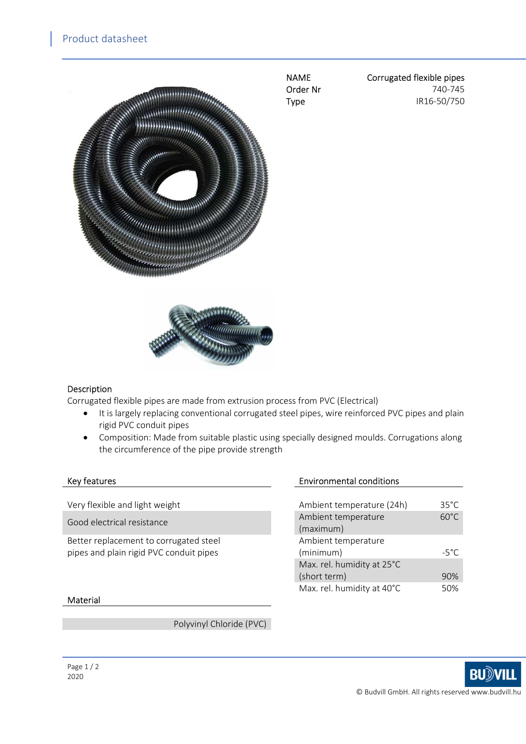# Product datasheet

| NAME | Corrugated flexible pipes |
| --- | --- |
| Order Nr | 740-745 |
| Type | IR16-50/750 |

## Description

Corrugated flexible pipes are made from extrusion process from PVC (Electrical)

- It is largely replacing conventional corrugated steel pipes, wire reinforced PVC pipes and plain rigid PVC conduit pipes
- Composition: Made from suitable plastic using specially designed moulds. Corrugations along the circumference of the pipe provide strength

## Key features

| Key features |
| --- |
| Very flexible and light weight |
| Good electrical resistance |
| Better replacement to corrugated steel pipes and plain rigid PVC conduit pipes |

## Environmental conditions

| Environmental conditions | |
| --- | --- |
| Ambient temperature (24h) | 35°C |
| Ambient temperature (maximum) | 60°C |
| Ambient temperature (minimum) | -5°C |
| Max. rel. humidity at 25°C (short term) | 90% |
| Max. rel. humidity at 40°C | 50% |

## Material

Polyvinyl Chloride (PVC)

2020

© Budvill GmbH. All rights reserved www.budvill.hu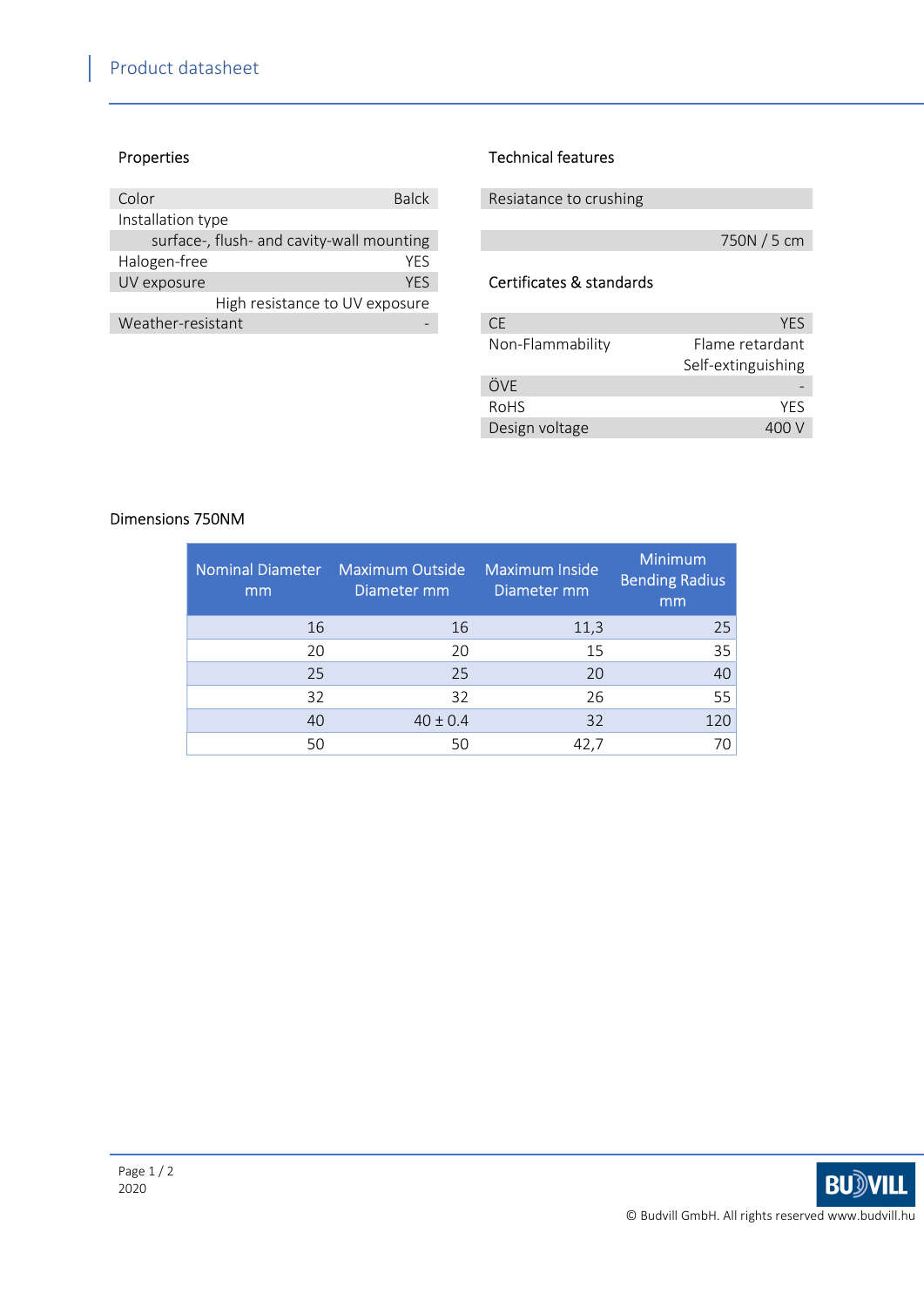Product datasheet

## Properties

| | |
|---|---|
| Color | Balck |
| Installation type | |
| | surface-, flush- and cavity-wall mounting |
| Halogen-free | YES |
| UV exposure | YES |
| | High resistance to UV exposure |
| Weather-resistant | - |

## Technical features

| | |
|---|---|
| Resiatance to crushing | |
| | 750N / 5 cm |

## Certificates & standards

| | |
|---|---|
| CE | YES |
| Non-Flammability | Flame retardant |
| | Self-extinguishing |
| ÖVE | - |
| RoHS | YES |
| Design voltage | 400 V |

## Dimensions 750NM

| Nominal Diameter mm | Maximum Outside Diameter mm | Maximum Inside Diameter mm | Minimum Bending Radius mm |
|---|---|---|---|
| 16 | 16 | 11,3 | 25 |
| 20 | 20 | 15 | 35 |
| 25 | 25 | 20 | 40 |
| 32 | 32 | 26 | 55 |
| 40 | 40 ± 0.4 | 32 | 120 |
| 50 | 50 | 42,7 | 70 |

2020

© Budvill GmbH. All rights reserved www.budvill.hu